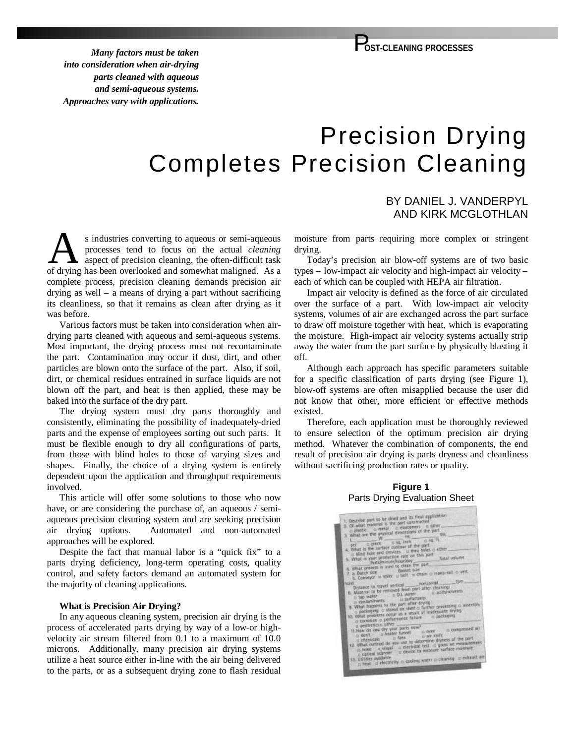*Many factors must be taken into consideration when air-drying parts cleaned with aqueous and semi-aqueous systems. Approaches vary with applications.*

# Precision Drying Completes Precision Cleaning

BY DANIEL J. VANDERPYL AND KIRK MCGLOTHLAN

As industries converting to aqueous or semi-aqueous processes tend to focus on the actual *cleaning* aspect of precision cleaning, the often-difficult task of drying has been overlooked and somewhat maligned. As a complete process, precision cleaning demands precision air drying as well – a means of drying a part without sacrificing its cleanliness, so that it remains as clean after drying as it was before.

Various factors must be taken into consideration when air-drying parts cleaned with aqueous and semi-aqueous systems. Most important, the drying process must not recontaminate the part. Contamination may occur if dust, dirt, and other particles are blown onto the surface of the part. Also, if soil, dirt, or chemical residues entrained in surface liquids are not blown off the part, and heat is then applied, these may be baked into the surface of the dry part.

The drying system must dry parts thoroughly and consistently, eliminating the possibility of inadequately-dried parts and the expense of employees sorting out such parts. It must be flexible enough to dry all configurations of parts, from those with blind holes to those of varying sizes and shapes. Finally, the choice of a drying system is entirely dependent upon the application and throughput requirements involved.

This article will offer some solutions to those who now have, or are considering the purchase of, an aqueous / semi-aqueous precision cleaning system and are seeking precision air drying options. Automated and non-automated approaches will be explored.

Despite the fact that manual labor is a "quick fix" to a parts drying deficiency, long-term operating costs, quality control, and safety factors demand an automated system for the majority of cleaning applications.

### What is Precision Air Drying?

In any aqueous cleaning system, precision air drying is the process of accelerated parts drying by way of a low-or high-velocity air stream filtered from 0.1 to a maximum of 10.0 microns. Additionally, many precision air drying systems utilize a heat source either in-line with the air being delivered to the parts, or as a subsequent drying zone to flash residual moisture from parts requiring more complex or stringent drying.

Today's precision air blow-off systems are of two basic types – low-impact air velocity and high-impact air velocity – each of which can be coupled with HEPA air filtration.

Impact air velocity is defined as the force of air circulated over the surface of a part. With low-impact air velocity systems, volumes of air are exchanged across the part surface to draw off moisture together with heat, which is evaporating the moisture. High-impact air velocity systems actually strip away the water from the part surface by physically blasting it off.

Although each approach has specific parameters suitable for a specific classification of parts drying (see Figure 1), blow-off systems are often misapplied because the user did not know that other, more efficient or effective methods existed.

Therefore, each application must be thoroughly reviewed to ensure selection of the optimum precision air drying method. Whatever the combination of components, the end result of precision air drying is parts dryness and cleanliness without sacrificing production rates or quality.

**Figure 1**
Parts Drying Evaluation Sheet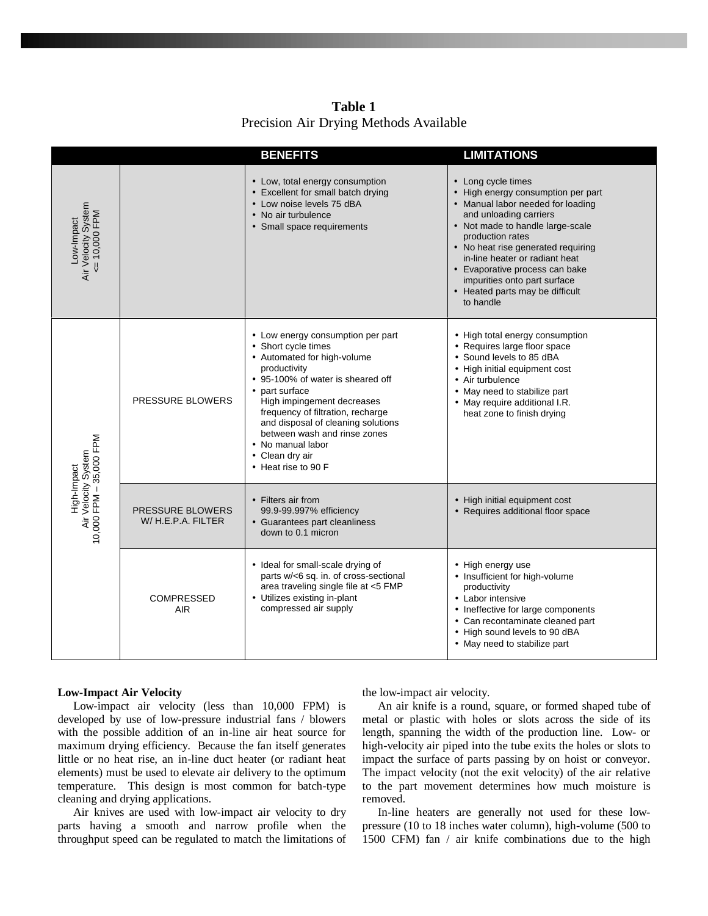**Table 1**
Precision Air Drying Methods Available

| | | BENEFITS | LIMITATIONS |
|---|---|---|---|
| Low-Impact Air Velocity System <= 10,000 FPM | | • Low, total energy consumption<br>• Excellent for small batch drying<br>• Low noise levels 75 dBA<br>• No air turbulence<br>• Small space requirements | • Long cycle times<br>• High energy consumption per part<br>• Manual labor needed for loading and unloading carriers<br>• Not made to handle large-scale production rates<br>• No heat rise generated requiring in-line heater or radiant heat<br>• Evaporative process can bake impurities onto part surface<br>• Heated parts may be difficult to handle |
| High-Impact Air Velocity System 10,000 FPM – 35,000 FPM | PRESSURE BLOWERS | • Low energy consumption per part<br>• Short cycle times<br>• Automated for high-volume productivity<br>• 95-100% of water is sheared off<br>• part surface High impingement decreases frequency of filtration, recharge and disposal of cleaning solutions between wash and rinse zones<br>• No manual labor<br>• Clean dry air<br>• Heat rise to 90 F | • High total energy consumption<br>• Requires large floor space<br>• Sound levels to 85 dBA<br>• High initial equipment cost<br>• Air turbulence<br>• May need to stabilize part<br>• May require additional I.R. heat zone to finish drying |
| | PRESSURE BLOWERS W/ H.E.P.A. FILTER | • Filters air from 99.9-99.997% efficiency<br>• Guarantees part cleanliness down to 0.1 micron | • High initial equipment cost<br>• Requires additional floor space |
| | COMPRESSED AIR | • Ideal for small-scale drying of parts w/<6 sq. in. of cross-sectional area traveling single file at <5 FMP<br>• Utilizes existing in-plant compressed air supply | • High energy use<br>• Insufficient for high-volume productivity<br>• Labor intensive<br>• Ineffective for large components<br>• Can recontaminate cleaned part<br>• High sound levels to 90 dBA<br>• May need to stabilize part |

**Low-Impact Air Velocity**

Low-impact air velocity (less than 10,000 FPM) is developed by use of low-pressure industrial fans / blowers with the possible addition of an in-line air heat source for maximum drying efficiency. Because the fan itself generates little or no heat rise, an in-line duct heater (or radiant heat elements) must be used to elevate air delivery to the optimum temperature. This design is most common for batch-type cleaning and drying applications.

Air knives are used with low-impact air velocity to dry parts having a smooth and narrow profile when the throughput speed can be regulated to match the limitations of the low-impact air velocity.

An air knife is a round, square, or formed shaped tube of metal or plastic with holes or slots across the side of its length, spanning the width of the production line. Low- or high-velocity air piped into the tube exits the holes or slots to impact the surface of parts passing by on hoist or conveyor. The impact velocity (not the exit velocity) of the air relative to the part movement determines how much moisture is removed.

In-line heaters are generally not used for these low-pressure (10 to 18 inches water column), high-volume (500 to 1500 CFM) fan / air knife combinations due to the high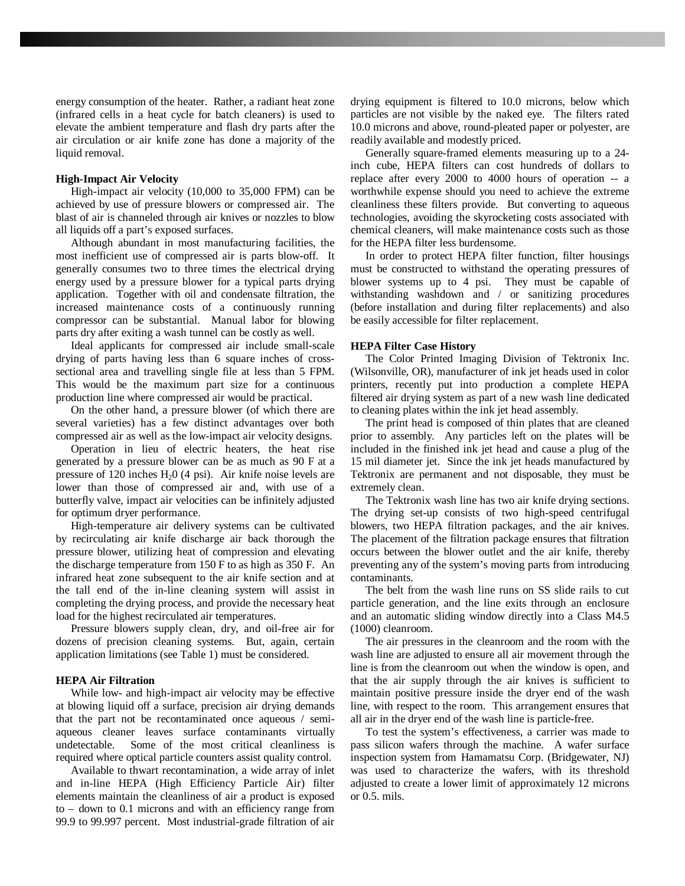energy consumption of the heater. Rather, a radiant heat zone (infrared cells in a heat cycle for batch cleaners) is used to elevate the ambient temperature and flash dry parts after the air circulation or air knife zone has done a majority of the liquid removal.

**High-Impact Air Velocity**

High-impact air velocity (10,000 to 35,000 FPM) can be achieved by use of pressure blowers or compressed air. The blast of air is channeled through air knives or nozzles to blow all liquids off a part's exposed surfaces.

Although abundant in most manufacturing facilities, the most inefficient use of compressed air is parts blow-off. It generally consumes two to three times the electrical drying energy used by a pressure blower for a typical parts drying application. Together with oil and condensate filtration, the increased maintenance costs of a continuously running compressor can be substantial. Manual labor for blowing parts dry after exiting a wash tunnel can be costly as well.

Ideal applicants for compressed air include small-scale drying of parts having less than 6 square inches of cross-sectional area and travelling single file at less than 5 FPM. This would be the maximum part size for a continuous production line where compressed air would be practical.

On the other hand, a pressure blower (of which there are several varieties) has a few distinct advantages over both compressed air as well as the low-impact air velocity designs.

Operation in lieu of electric heaters, the heat rise generated by a pressure blower can be as much as 90 F at a pressure of 120 inches $H_20$ (4 psi). Air knife noise levels are lower than those of compressed air and, with use of a butterfly valve, impact air velocities can be infinitely adjusted for optimum dryer performance.

High-temperature air delivery systems can be cultivated by recirculating air knife discharge air back thorough the pressure blower, utilizing heat of compression and elevating the discharge temperature from 150 F to as high as 350 F. An infrared heat zone subsequent to the air knife section and at the tall end of the in-line cleaning system will assist in completing the drying process, and provide the necessary heat load for the highest recirculated air temperatures.

Pressure blowers supply clean, dry, and oil-free air for dozens of precision cleaning systems. But, again, certain application limitations (see Table 1) must be considered.

**HEPA Air Filtration**

While low- and high-impact air velocity may be effective at blowing liquid off a surface, precision air drying demands that the part not be recontaminated once aqueous / semi-aqueous cleaner leaves surface contaminants virtually undetectable. Some of the most critical cleanliness is required where optical particle counters assist quality control.

Available to thwart recontamination, a wide array of inlet and in-line HEPA (High Efficiency Particle Air) filter elements maintain the cleanliness of air a product is exposed to – down to 0.1 microns and with an efficiency range from 99.9 to 99.997 percent. Most industrial-grade filtration of air drying equipment is filtered to 10.0 microns, below which particles are not visible by the naked eye. The filters rated 10.0 microns and above, round-pleated paper or polyester, are readily available and modestly priced.

Generally square-framed elements measuring up to a 24-inch cube, HEPA filters can cost hundreds of dollars to replace after every 2000 to 4000 hours of operation -- a worthwhile expense should you need to achieve the extreme cleanliness these filters provide. But converting to aqueous technologies, avoiding the skyrocketing costs associated with chemical cleaners, will make maintenance costs such as those for the HEPA filter less burdensome.

In order to protect HEPA filter function, filter housings must be constructed to withstand the operating pressures of blower systems up to 4 psi. They must be capable of withstanding washdown and / or sanitizing procedures (before installation and during filter replacements) and also be easily accessible for filter replacement.

**HEPA Filter Case History**

The Color Printed Imaging Division of Tektronix Inc. (Wilsonville, OR), manufacturer of ink jet heads used in color printers, recently put into production a complete HEPA filtered air drying system as part of a new wash line dedicated to cleaning plates within the ink jet head assembly.

The print head is composed of thin plates that are cleaned prior to assembly. Any particles left on the plates will be included in the finished ink jet head and cause a plug of the 15 mil diameter jet. Since the ink jet heads manufactured by Tektronix are permanent and not disposable, they must be extremely clean.

The Tektronix wash line has two air knife drying sections. The drying set-up consists of two high-speed centrifugal blowers, two HEPA filtration packages, and the air knives. The placement of the filtration package ensures that filtration occurs between the blower outlet and the air knife, thereby preventing any of the system's moving parts from introducing contaminants.

The belt from the wash line runs on SS slide rails to cut particle generation, and the line exits through an enclosure and an automatic sliding window directly into a Class M4.5 (1000) cleanroom.

The air pressures in the cleanroom and the room with the wash line are adjusted to ensure all air movement through the line is from the cleanroom out when the window is open, and that the air supply through the air knives is sufficient to maintain positive pressure inside the dryer end of the wash line, with respect to the room. This arrangement ensures that all air in the dryer end of the wash line is particle-free.

To test the system's effectiveness, a carrier was made to pass silicon wafers through the machine. A wafer surface inspection system from Hamamatsu Corp. (Bridgewater, NJ) was used to characterize the wafers, with its threshold adjusted to create a lower limit of approximately 12 microns or 0.5. mils.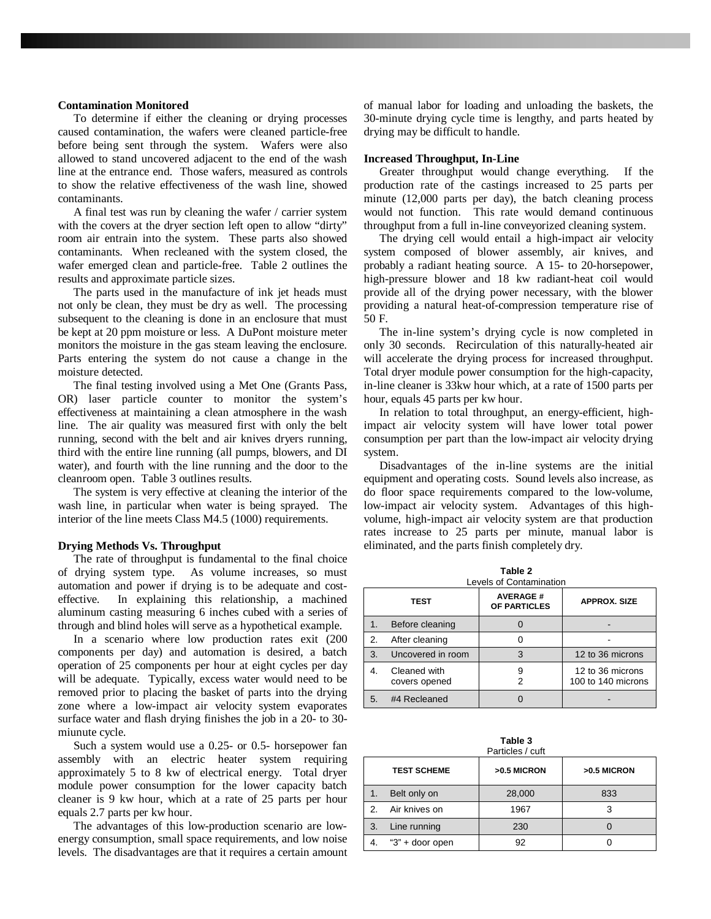### Contamination Monitored

To determine if either the cleaning or drying processes caused contamination, the wafers were cleaned particle-free before being sent through the system. Wafers were also allowed to stand uncovered adjacent to the end of the wash line at the entrance end. Those wafers, measured as controls to show the relative effectiveness of the wash line, showed contaminants.

A final test was run by cleaning the wafer / carrier system with the covers at the dryer section left open to allow "dirty" room air entrain into the system. These parts also showed contaminants. When recleaned with the system closed, the wafer emerged clean and particle-free. Table 2 outlines the results and approximate particle sizes.

The parts used in the manufacture of ink jet heads must not only be clean, they must be dry as well. The processing subsequent to the cleaning is done in an enclosure that must be kept at 20 ppm moisture or less. A DuPont moisture meter monitors the moisture in the gas steam leaving the enclosure. Parts entering the system do not cause a change in the moisture detected.

The final testing involved using a Met One (Grants Pass, OR) laser particle counter to monitor the system's effectiveness at maintaining a clean atmosphere in the wash line. The air quality was measured first with only the belt running, second with the belt and air knives dryers running, third with the entire line running (all pumps, blowers, and DI water), and fourth with the line running and the door to the cleanroom open. Table 3 outlines results.

The system is very effective at cleaning the interior of the wash line, in particular when water is being sprayed. The interior of the line meets Class M4.5 (1000) requirements.

### Drying Methods Vs. Throughput

The rate of throughput is fundamental to the final choice of drying system type. As volume increases, so must automation and power if drying is to be adequate and cost-effective. In explaining this relationship, a machined aluminum casting measuring 6 inches cubed with a series of through and blind holes will serve as a hypothetical example.

In a scenario where low production rates exit (200 components per day) and automation is desired, a batch operation of 25 components per hour at eight cycles per day will be adequate. Typically, excess water would need to be removed prior to placing the basket of parts into the drying zone where a low-impact air velocity system evaporates surface water and flash drying finishes the job in a 20- to 30-miunute cycle.

Such a system would use a 0.25- or 0.5- horsepower fan assembly with an electric heater system requiring approximately 5 to 8 kw of electrical energy. Total dryer module power consumption for the lower capacity batch cleaner is 9 kw hour, which at a rate of 25 parts per hour equals 2.7 parts per kw hour.

The advantages of this low-production scenario are low-energy consumption, small space requirements, and low noise levels. The disadvantages are that it requires a certain amount of manual labor for loading and unloading the baskets, the 30-minute drying cycle time is lengthy, and parts heated by drying may be difficult to handle.

### Increased Throughput, In-Line

Greater throughput would change everything. If the production rate of the castings increased to 25 parts per minute (12,000 parts per day), the batch cleaning process would not function. This rate would demand continuous throughput from a full in-line conveyorized cleaning system.

The drying cell would entail a high-impact air velocity system composed of blower assembly, air knives, and probably a radiant heating source. A 15- to 20-horsepower, high-pressure blower and 18 kw radiant-heat coil would provide all of the drying power necessary, with the blower providing a natural heat-of-compression temperature rise of 50 F.

The in-line system's drying cycle is now completed in only 30 seconds. Recirculation of this naturally-heated air will accelerate the drying process for increased throughput. Total dryer module power consumption for the high-capacity, in-line cleaner is 33kw hour which, at a rate of 1500 parts per hour, equals 45 parts per kw hour.

In relation to total throughput, an energy-efficient, high-impact air velocity system will have lower total power consumption per part than the low-impact air velocity drying system.

Disadvantages of the in-line systems are the initial equipment and operating costs. Sound levels also increase, as do floor space requirements compared to the low-volume, low-impact air velocity system. Advantages of this high-volume, high-impact air velocity system are that production rates increase to 25 parts per minute, manual labor is eliminated, and the parts finish completely dry.

**Table 2**
Levels of Contamination

| TEST | AVERAGE # OF PARTICLES | APPROX. SIZE |
|---|---|---|
| 1. Before cleaning | 0 | - |
| 2. After cleaning | 0 | - |
| 3. Uncovered in room | 3 | 12 to 36 microns |
| 4. Cleaned with covers opened | 9<br>2 | 12 to 36 microns<br>100 to 140 microns |
| 5. #4 Recleaned | 0 | - |

**Table 3**
Particles / cuft

| TEST SCHEME | >0.5 MICRON | >0.5 MICRON |
|---|---|---|
| 1. Belt only on | 28,000 | 833 |
| 2. Air knives on | 1967 | 3 |
| 3. Line running | 230 | 0 |
| 4. "3" + door open | 92 | 0 |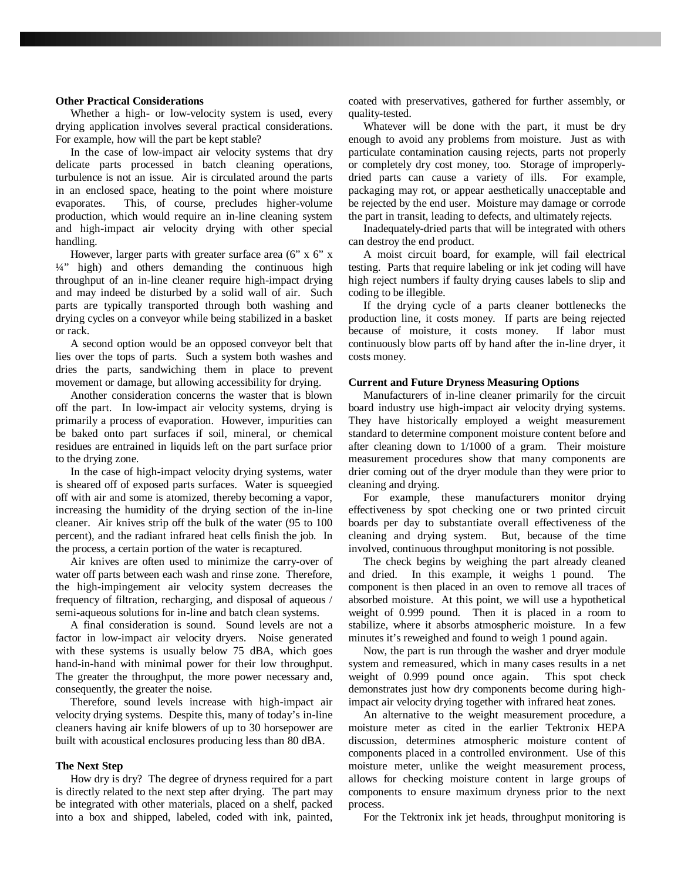**Other Practical Considerations**

Whether a high- or low-velocity system is used, every drying application involves several practical considerations. For example, how will the part be kept stable?

In the case of low-impact air velocity systems that dry delicate parts processed in batch cleaning operations, turbulence is not an issue. Air is circulated around the parts in an enclosed space, heating to the point where moisture evaporates. This, of course, precludes higher-volume production, which would require an in-line cleaning system and high-impact air velocity drying with other special handling.

However, larger parts with greater surface area (6" x 6" x ¼" high) and others demanding the continuous high throughput of an in-line cleaner require high-impact drying and may indeed be disturbed by a solid wall of air. Such parts are typically transported through both washing and drying cycles on a conveyor while being stabilized in a basket or rack.

A second option would be an opposed conveyor belt that lies over the tops of parts. Such a system both washes and dries the parts, sandwiching them in place to prevent movement or damage, but allowing accessibility for drying.

Another consideration concerns the waster that is blown off the part. In low-impact air velocity systems, drying is primarily a process of evaporation. However, impurities can be baked onto part surfaces if soil, mineral, or chemical residues are entrained in liquids left on the part surface prior to the drying zone.

In the case of high-impact velocity drying systems, water is sheared off of exposed parts surfaces. Water is squeegied off with air and some is atomized, thereby becoming a vapor, increasing the humidity of the drying section of the in-line cleaner. Air knives strip off the bulk of the water (95 to 100 percent), and the radiant infrared heat cells finish the job. In the process, a certain portion of the water is recaptured.

Air knives are often used to minimize the carry-over of water off parts between each wash and rinse zone. Therefore, the high-impingement air velocity system decreases the frequency of filtration, recharging, and disposal of aqueous / semi-aqueous solutions for in-line and batch clean systems.

A final consideration is sound. Sound levels are not a factor in low-impact air velocity dryers. Noise generated with these systems is usually below 75 dBA, which goes hand-in-hand with minimal power for their low throughput. The greater the throughput, the more power necessary and, consequently, the greater the noise.

Therefore, sound levels increase with high-impact air velocity drying systems. Despite this, many of today's in-line cleaners having air knife blowers of up to 30 horsepower are built with acoustical enclosures producing less than 80 dBA.

**The Next Step**

How dry is dry? The degree of dryness required for a part is directly related to the next step after drying. The part may be integrated with other materials, placed on a shelf, packed into a box and shipped, labeled, coded with ink, painted, coated with preservatives, gathered for further assembly, or quality-tested.

Whatever will be done with the part, it must be dry enough to avoid any problems from moisture. Just as with particulate contamination causing rejects, parts not properly or completely dry cost money, too. Storage of improperly-dried parts can cause a variety of ills. For example, packaging may rot, or appear aesthetically unacceptable and be rejected by the end user. Moisture may damage or corrode the part in transit, leading to defects, and ultimately rejects.

Inadequately-dried parts that will be integrated with others can destroy the end product.

A moist circuit board, for example, will fail electrical testing. Parts that require labeling or ink jet coding will have high reject numbers if faulty drying causes labels to slip and coding to be illegible.

If the drying cycle of a parts cleaner bottlenecks the production line, it costs money. If parts are being rejected because of moisture, it costs money. If labor must continuously blow parts off by hand after the in-line dryer, it costs money.

**Current and Future Dryness Measuring Options**

Manufacturers of in-line cleaner primarily for the circuit board industry use high-impact air velocity drying systems. They have historically employed a weight measurement standard to determine component moisture content before and after cleaning down to 1/1000 of a gram. Their moisture measurement procedures show that many components are drier coming out of the dryer module than they were prior to cleaning and drying.

For example, these manufacturers monitor drying effectiveness by spot checking one or two printed circuit boards per day to substantiate overall effectiveness of the cleaning and drying system. But, because of the time involved, continuous throughput monitoring is not possible.

The check begins by weighing the part already cleaned and dried. In this example, it weighs 1 pound. The component is then placed in an oven to remove all traces of absorbed moisture. At this point, we will use a hypothetical weight of 0.999 pound. Then it is placed in a room to stabilize, where it absorbs atmospheric moisture. In a few minutes it's reweighed and found to weigh 1 pound again.

Now, the part is run through the washer and dryer module system and remeasured, which in many cases results in a net weight of 0.999 pound once again. This spot check demonstrates just how dry components become during high-impact air velocity drying together with infrared heat zones.

An alternative to the weight measurement procedure, a moisture meter as cited in the earlier Tektronix HEPA discussion, determines atmospheric moisture content of components placed in a controlled environment. Use of this moisture meter, unlike the weight measurement process, allows for checking moisture content in large groups of components to ensure maximum dryness prior to the next process.

For the Tektronix ink jet heads, throughput monitoring is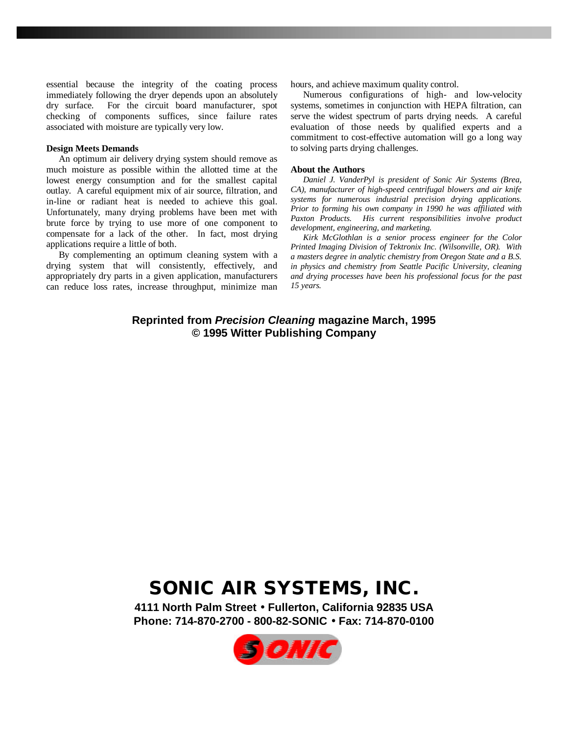essential because the integrity of the coating process immediately following the dryer depends upon an absolutely dry surface. For the circuit board manufacturer, spot checking of components suffices, since failure rates associated with moisture are typically very low.

**Design Meets Demands**

An optimum air delivery drying system should remove as much moisture as possible within the allotted time at the lowest energy consumption and for the smallest capital outlay. A careful equipment mix of air source, filtration, and in-line or radiant heat is needed to achieve this goal. Unfortunately, many drying problems have been met with brute force by trying to use more of one component to compensate for a lack of the other. In fact, most drying applications require a little of both.

By complementing an optimum cleaning system with a drying system that will consistently, effectively, and appropriately dry parts in a given application, manufacturers can reduce loss rates, increase throughput, minimize man hours, and achieve maximum quality control.

Numerous configurations of high- and low-velocity systems, sometimes in conjunction with HEPA filtration, can serve the widest spectrum of parts drying needs. A careful evaluation of those needs by qualified experts and a commitment to cost-effective automation will go a long way to solving parts drying challenges.

**About the Authors**

*Daniel J. VanderPyl is president of Sonic Air Systems (Brea, CA), manufacturer of high-speed centrifugal blowers and air knife systems for numerous industrial precision drying applications. Prior to forming his own company in 1990 he was affiliated with Paxton Products. His current responsibilities involve product development, engineering, and marketing.*

*Kirk McGlothlan is a senior process engineer for the Color Printed Imaging Division of Tektronix Inc. (Wilsonville, OR). With a masters degree in analytic chemistry from Oregon State and a B.S. in physics and chemistry from Seattle Pacific University, cleaning and drying processes have been his professional focus for the past 15 years.*

**Reprinted from *Precision Cleaning* magazine March, 1995**
**© 1995 Witter Publishing Company**

# SONIC AIR SYSTEMS, INC.

**4111 North Palm Street • Fullerton, California 92835 USA**
**Phone: 714-870-2700 - 800-82-SONIC • Fax: 714-870-0100**

SONIC